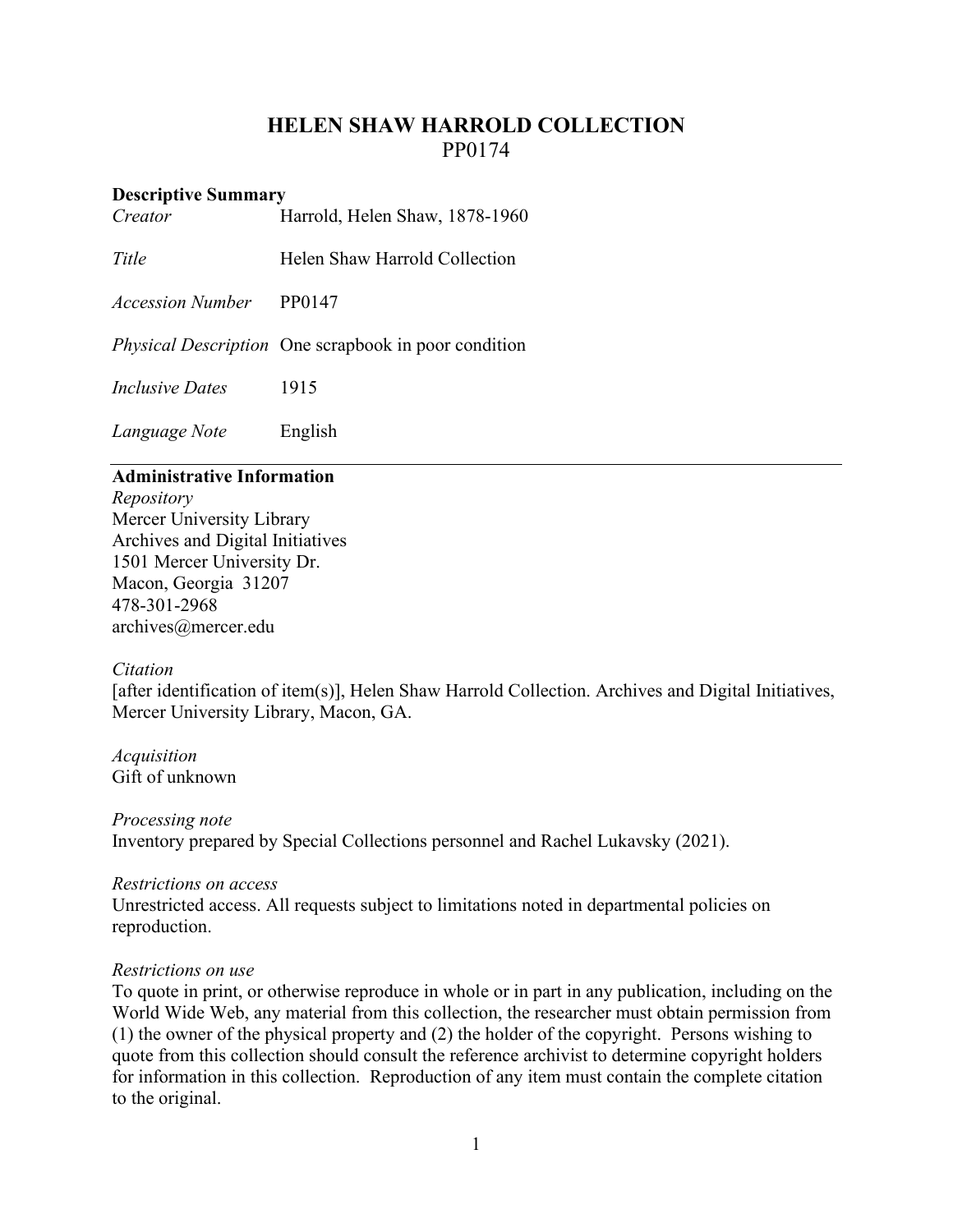# HELEN SHAW HARROLD COLLECTION

PP0174

**Descriptive Summary**

| | |
|---|---|
| *Creator* | Harrold, Helen Shaw, 1878-1960 |
| *Title* | Helen Shaw Harrold Collection |
| *Accession Number* | PP0147 |
| *Physical Description* | One scrapbook in poor condition |
| *Inclusive Dates* | 1915 |
| *Language Note* | English |

---

**Administrative Information**

*Repository*
Mercer University Library
Archives and Digital Initiatives
1501 Mercer University Dr.
Macon, Georgia 31207
478-301-2968
archives@mercer.edu

*Citation*
[after identification of item(s)], Helen Shaw Harrold Collection. Archives and Digital Initiatives, Mercer University Library, Macon, GA.

*Acquisition*
Gift of unknown

*Processing note*
Inventory prepared by Special Collections personnel and Rachel Lukavsky (2021).

*Restrictions on access*
Unrestricted access. All requests subject to limitations noted in departmental policies on reproduction.

*Restrictions on use*
To quote in print, or otherwise reproduce in whole or in part in any publication, including on the World Wide Web, any material from this collection, the researcher must obtain permission from (1) the owner of the physical property and (2) the holder of the copyright. Persons wishing to quote from this collection should consult the reference archivist to determine copyright holders for information in this collection. Reproduction of any item must contain the complete citation to the original.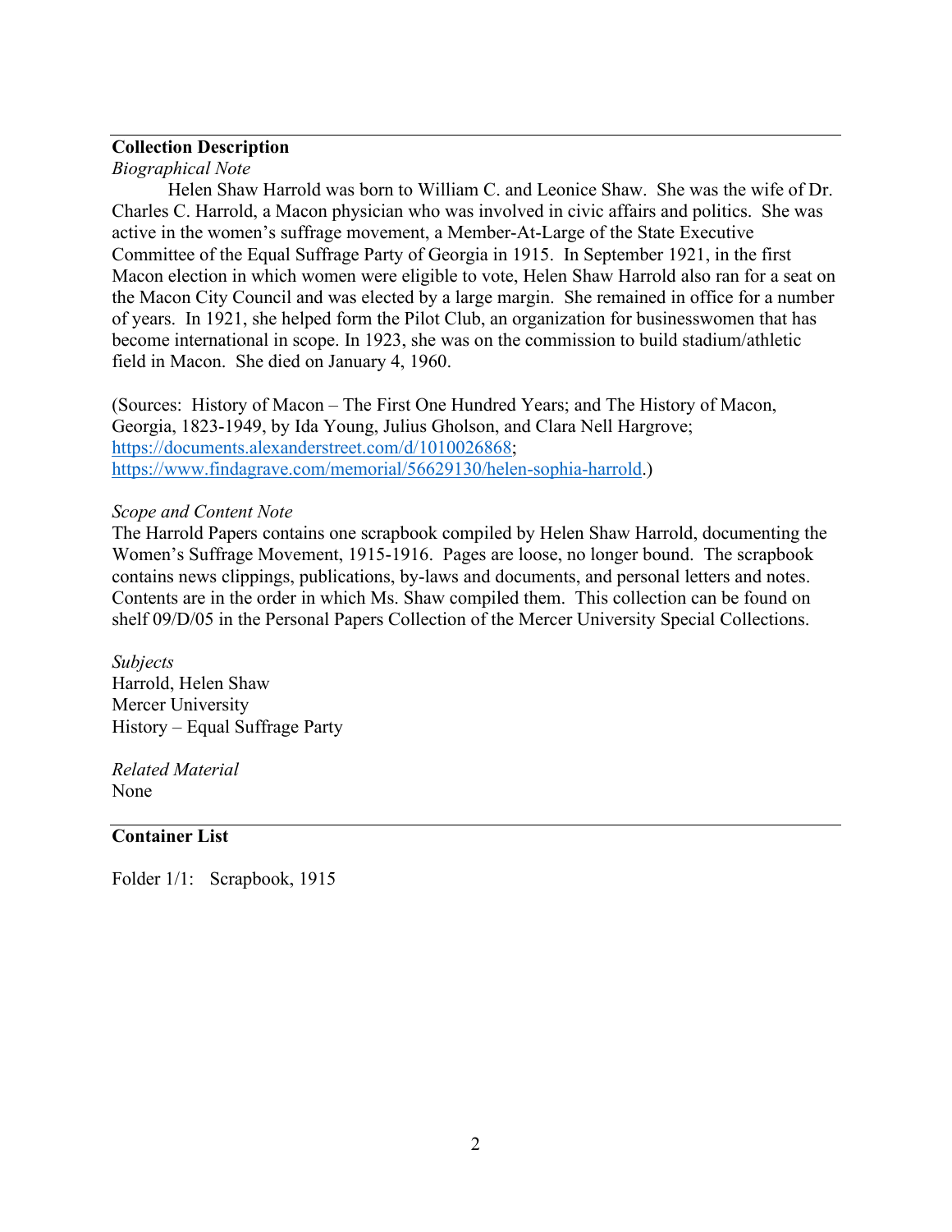## Collection Description

*Biographical Note*

Helen Shaw Harrold was born to William C. and Leonice Shaw. She was the wife of Dr. Charles C. Harrold, a Macon physician who was involved in civic affairs and politics. She was active in the women's suffrage movement, a Member-At-Large of the State Executive Committee of the Equal Suffrage Party of Georgia in 1915. In September 1921, in the first Macon election in which women were eligible to vote, Helen Shaw Harrold also ran for a seat on the Macon City Council and was elected by a large margin. She remained in office for a number of years. In 1921, she helped form the Pilot Club, an organization for businesswomen that has become international in scope. In 1923, she was on the commission to build stadium/athletic field in Macon. She died on January 4, 1960.

(Sources: History of Macon – The First One Hundred Years; and The History of Macon, Georgia, 1823-1949, by Ida Young, Julius Gholson, and Clara Nell Hargrove; https://documents.alexanderstreet.com/d/1010026868; https://www.findagrave.com/memorial/56629130/helen-sophia-harrold.)

*Scope and Content Note*

The Harrold Papers contains one scrapbook compiled by Helen Shaw Harrold, documenting the Women's Suffrage Movement, 1915-1916. Pages are loose, no longer bound. The scrapbook contains news clippings, publications, by-laws and documents, and personal letters and notes. Contents are in the order in which Ms. Shaw compiled them. This collection can be found on shelf 09/D/05 in the Personal Papers Collection of the Mercer University Special Collections.

*Subjects*

Harrold, Helen Shaw
Mercer University
History – Equal Suffrage Party

*Related Material*

None

## Container List

Folder 1/1: Scrapbook, 1915